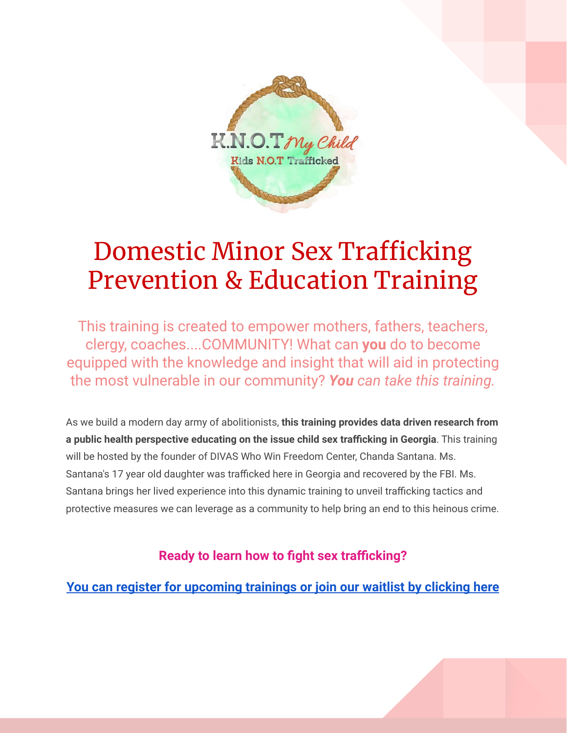K.N.O.T My Child

Kids N.O.T Trafficked

# Domestic Minor Sex Trafficking Prevention & Education Training

This training is created to empower mothers, fathers, teachers, clergy, coaches....COMMUNITY! What can **you** do to become equipped with the knowledge and insight that will aid in protecting the most vulnerable in our community? ***You** can take this training.*

As we build a modern day army of abolitionists, **this training provides data driven research from a public health perspective educating on the issue child sex trafficking in Georgia**. This training will be hosted by the founder of DIVAS Who Win Freedom Center, Chanda Santana. Ms. Santana's 17 year old daughter was trafficked here in Georgia and recovered by the FBI. Ms. Santana brings her lived experience into this dynamic training to unveil trafficking tactics and protective measures we can leverage as a community to help bring an end to this heinous crime.

**Ready to learn how to fight sex trafficking?**

**You can register for upcoming trainings or join our waitlist by clicking here**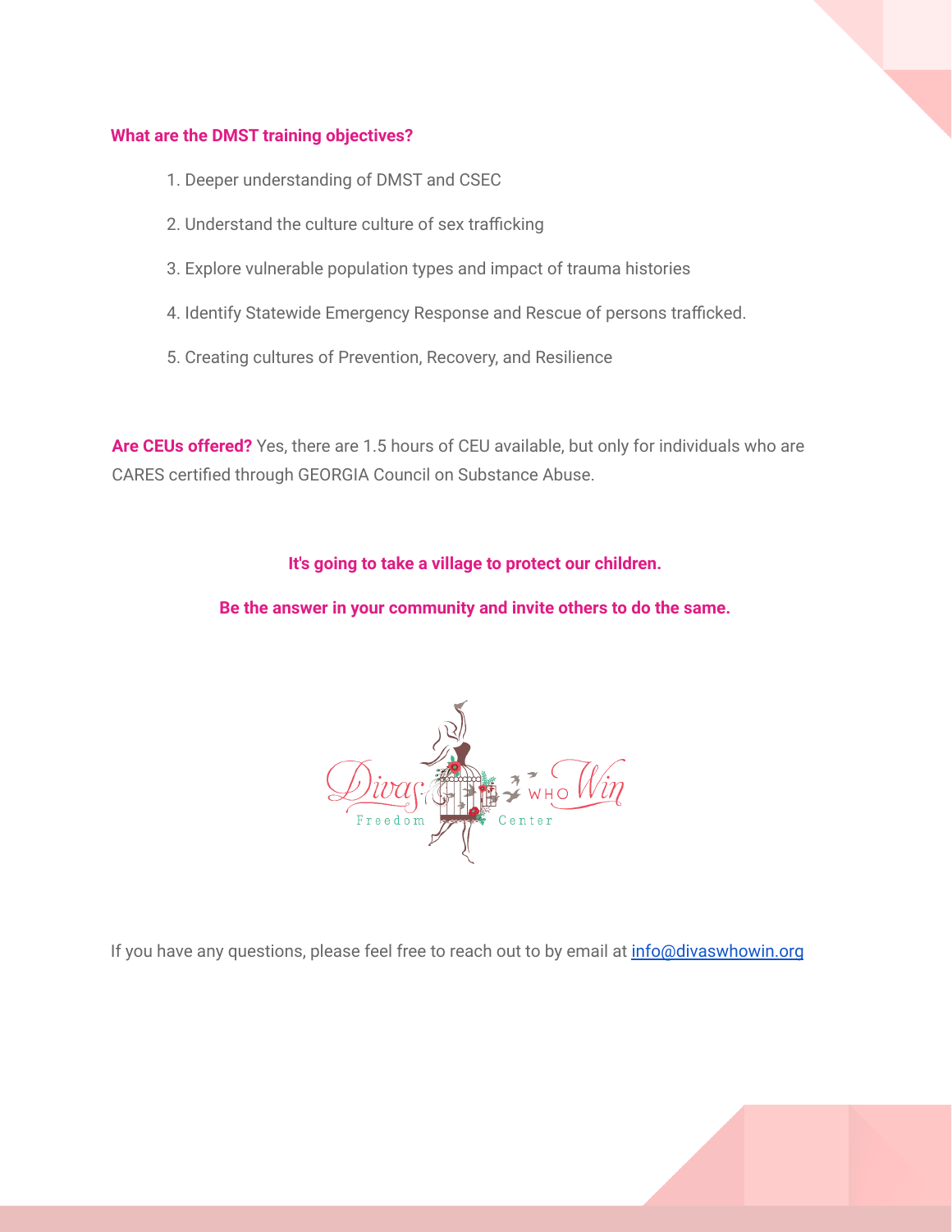**What are the DMST training objectives?**

1. Deeper understanding of DMST and CSEC
2. Understand the culture culture of sex trafficking
3. Explore vulnerable population types and impact of trauma histories
4. Identify Statewide Emergency Response and Rescue of persons trafficked.
5. Creating cultures of Prevention, Recovery, and Resilience

**Are CEUs offered?** Yes, there are 1.5 hours of CEU available, but only for individuals who are CARES certified through GEORGIA Council on Substance Abuse.

**It's going to take a village to protect our children.**

**Be the answer in your community and invite others to do the same.**

Divas Who Win Freedom Center

If you have any questions, please feel free to reach out to by email at info@divaswhowin.org